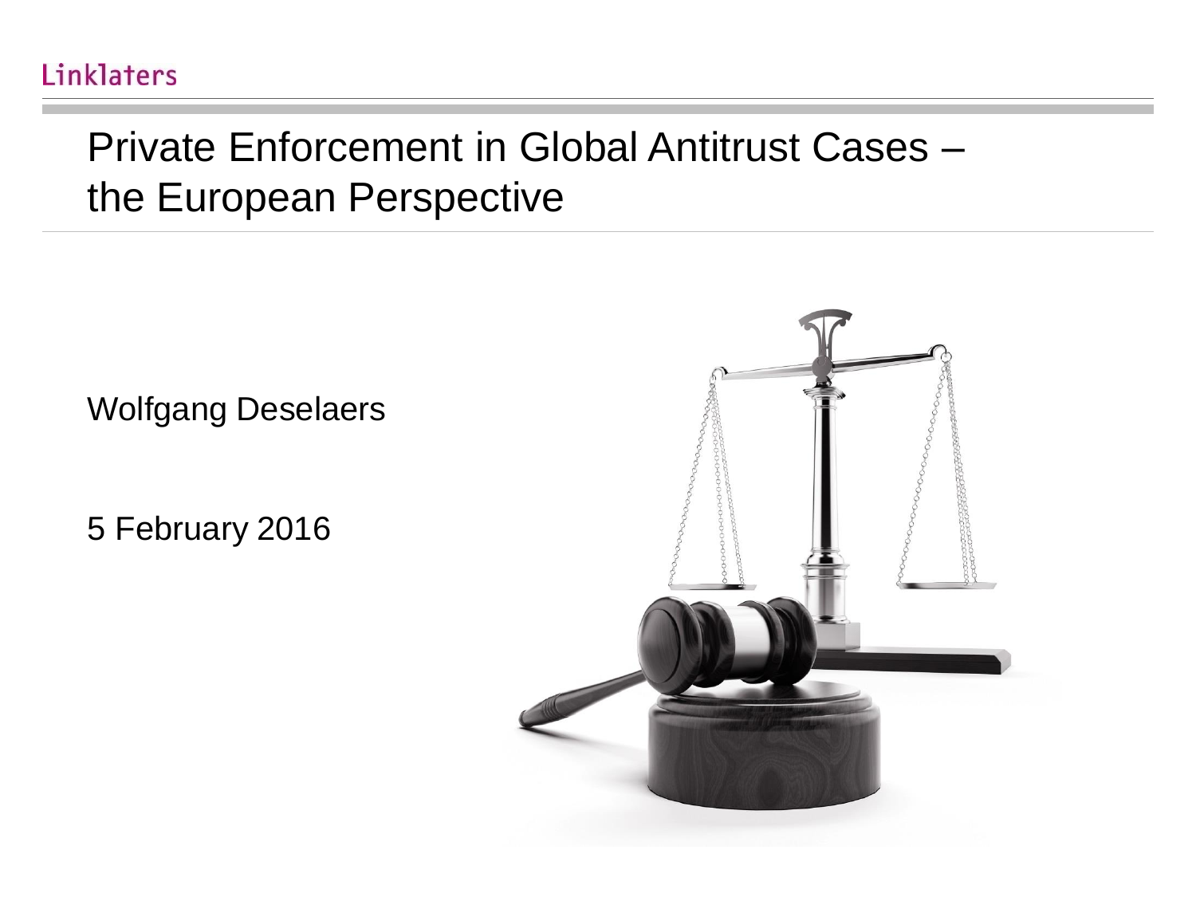Linklaters

# Private Enforcement in Global Antitrust Cases – the European Perspective

Wolfgang Deselaers

5 February 2016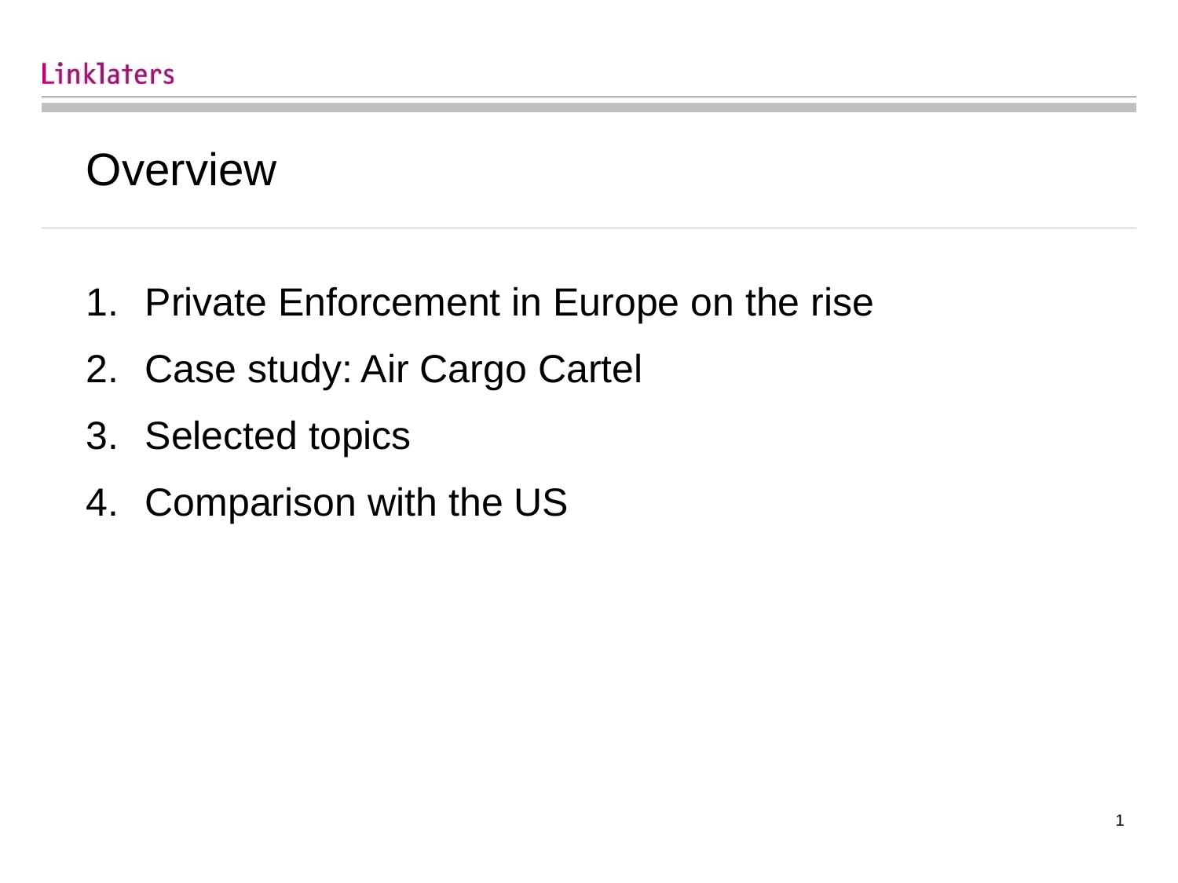# Overview

1. Private Enforcement in Europe on the rise
2. Case study: Air Cargo Cartel
3. Selected topics
4. Comparison with the US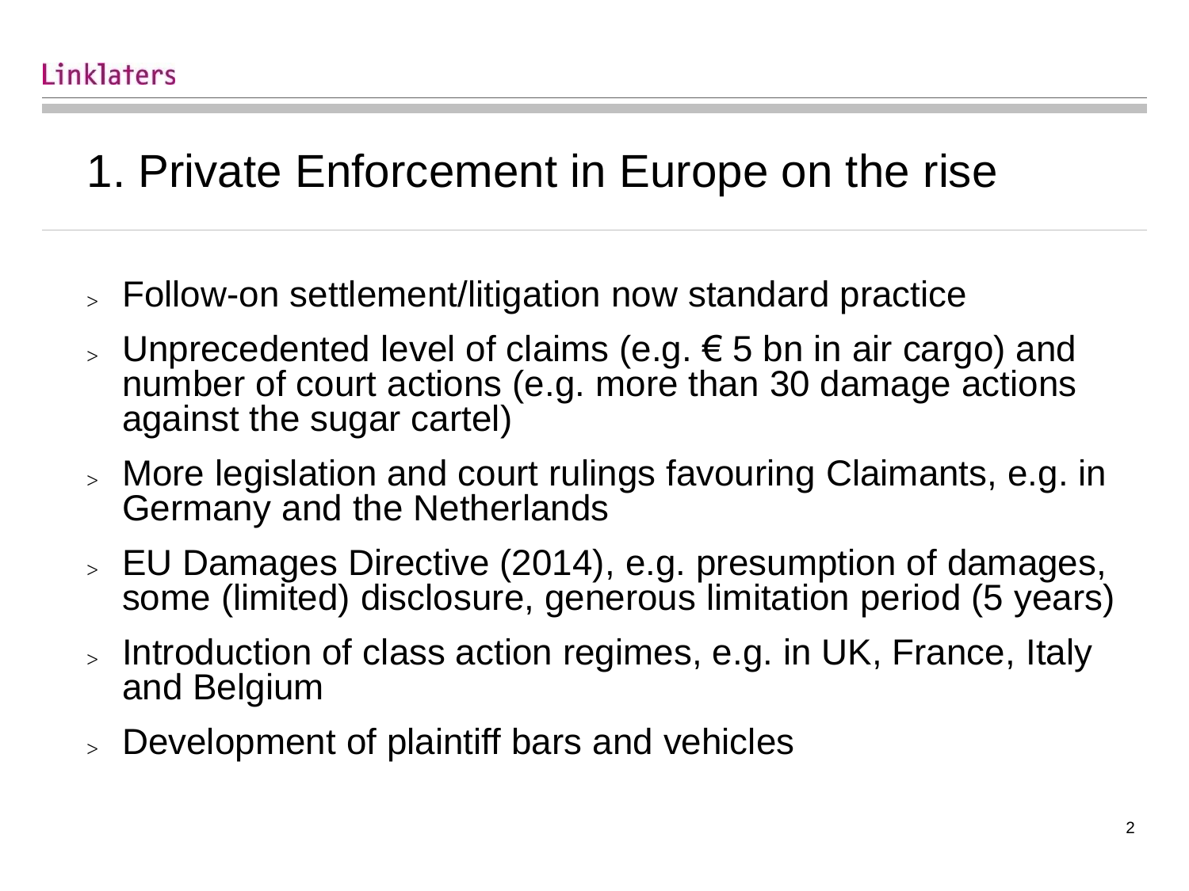# 1. Private Enforcement in Europe on the rise

- Follow-on settlement/litigation now standard practice
- Unprecedented level of claims (e.g. € 5 bn in air cargo) and number of court actions (e.g. more than 30 damage actions against the sugar cartel)
- More legislation and court rulings favouring Claimants, e.g. in Germany and the Netherlands
- EU Damages Directive (2014), e.g. presumption of damages, some (limited) disclosure, generous limitation period (5 years)
- Introduction of class action regimes, e.g. in UK, France, Italy and Belgium
- Development of plaintiff bars and vehicles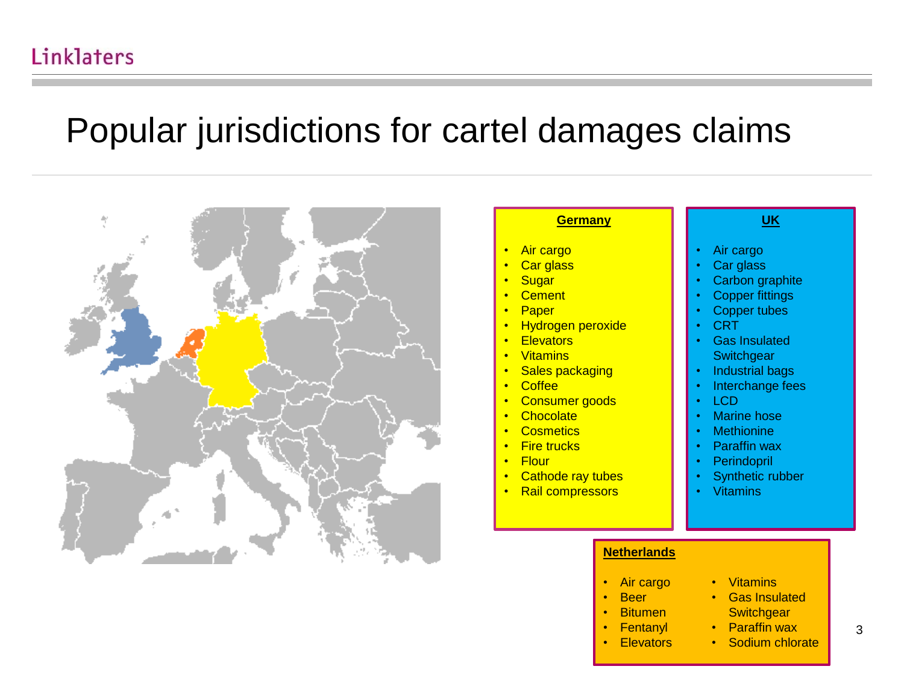# Popular jurisdictions for cartel damages claims

**Germany**

- Air cargo
- Car glass
- Sugar
- Cement
- Paper
- Hydrogen peroxide
- Elevators
- Vitamins
- Sales packaging
- Coffee
- Consumer goods
- Chocolate
- Cosmetics
- Fire trucks
- Flour
- Cathode ray tubes
- Rail compressors

**UK**

- Air cargo
- Car glass
- Carbon graphite
- Copper fittings
- Copper tubes
- CRT
- Gas Insulated Switchgear
- Industrial bags
- Interchange fees
- LCD
- Marine hose
- Methionine
- Paraffin wax
- Perindopril
- Synthetic rubber
- Vitamins

**Netherlands**

- Air cargo
- Beer
- Bitumen
- Fentanyl
- Elevators
- Vitamins
- Gas Insulated Switchgear
- Paraffin wax
- Sodium chlorate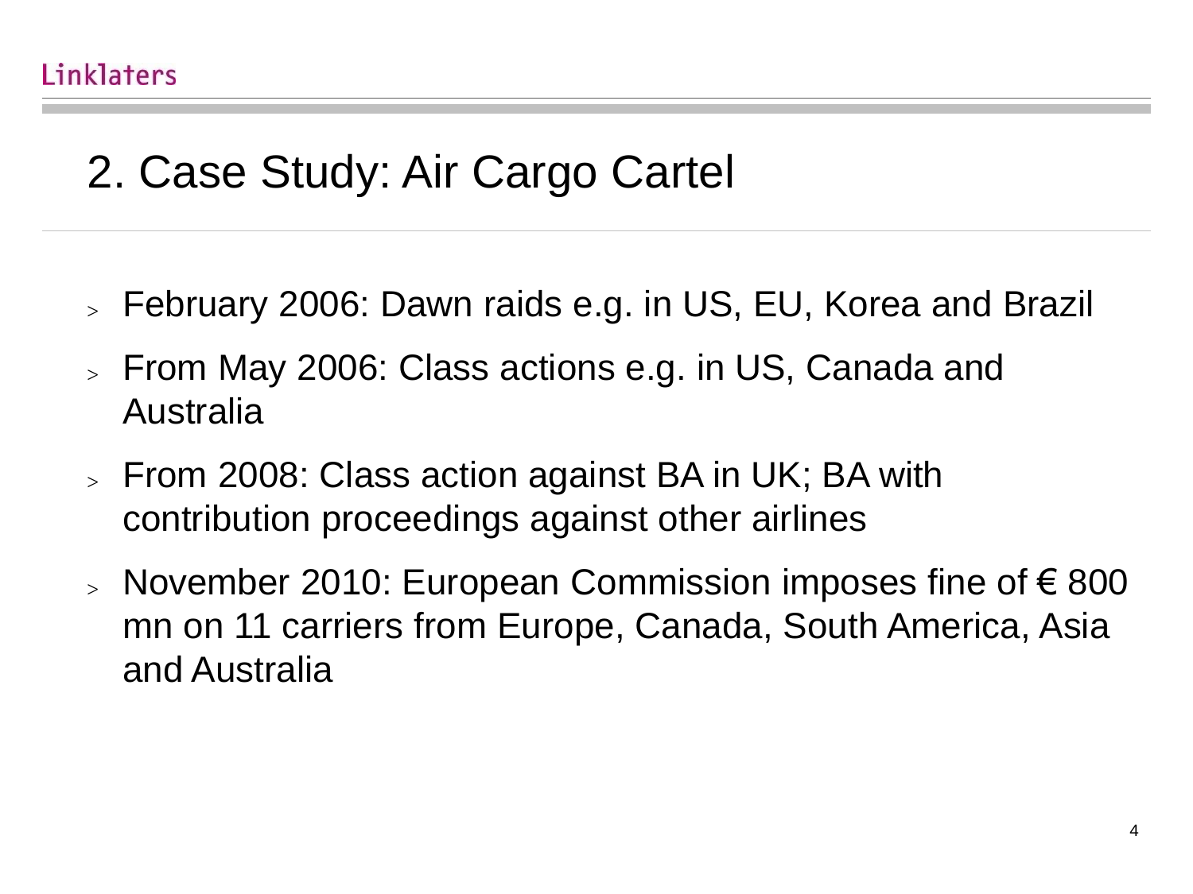# 2. Case Study: Air Cargo Cartel

- February 2006: Dawn raids e.g. in US, EU, Korea and Brazil
- From May 2006: Class actions e.g. in US, Canada and Australia
- From 2008: Class action against BA in UK; BA with contribution proceedings against other airlines
- November 2010: European Commission imposes fine of € 800 mn on 11 carriers from Europe, Canada, South America, Asia and Australia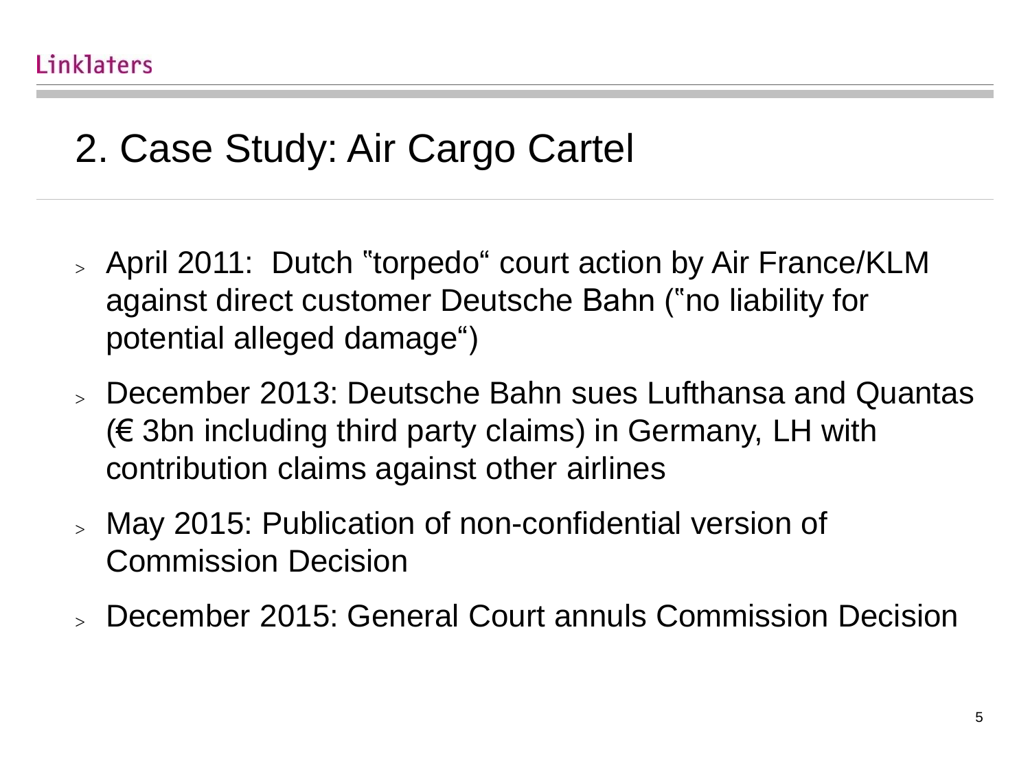# 2. Case Study: Air Cargo Cartel

- April 2011:  Dutch "torpedo" court action by Air France/KLM against direct customer Deutsche Bahn ("no liability for potential alleged damage")
- December 2013: Deutsche Bahn sues Lufthansa and Quantas (€ 3bn including third party claims) in Germany, LH with contribution claims against other airlines
- May 2015: Publication of non-confidential version of Commission Decision
- December 2015: General Court annuls Commission Decision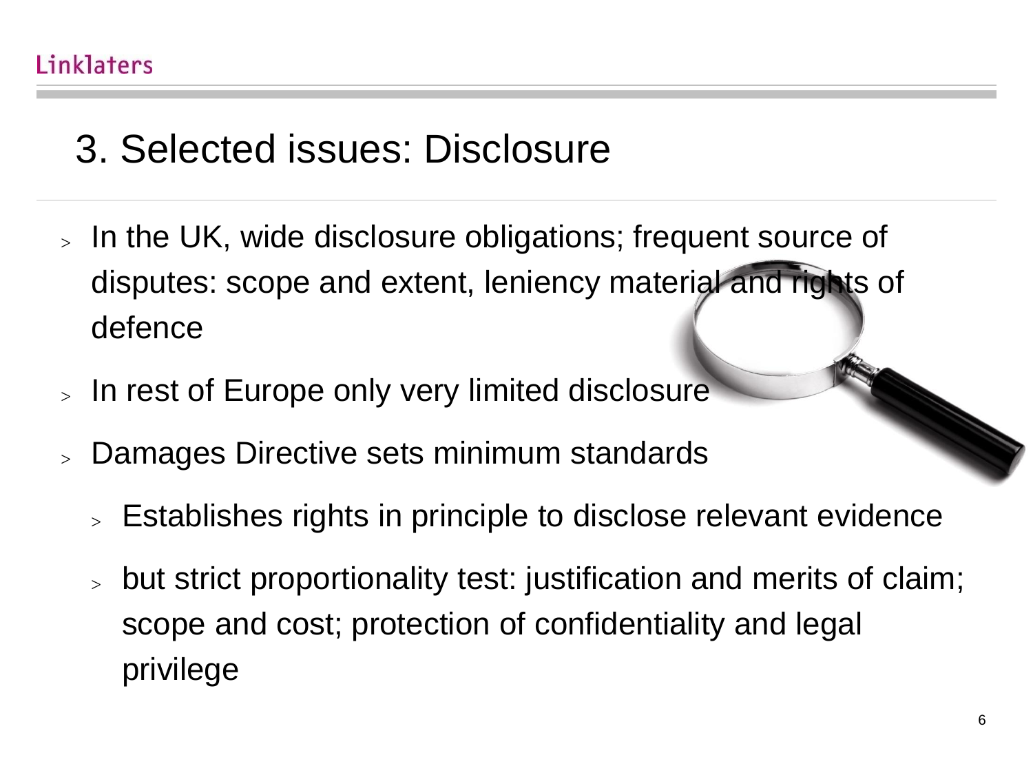# 3. Selected issues: Disclosure

- In the UK, wide disclosure obligations; frequent source of disputes: scope and extent, leniency material and rights of defence
- In rest of Europe only very limited disclosure
- Damages Directive sets minimum standards
  - Establishes rights in principle to disclose relevant evidence
  - but strict proportionality test: justification and merits of claim; scope and cost; protection of confidentiality and legal privilege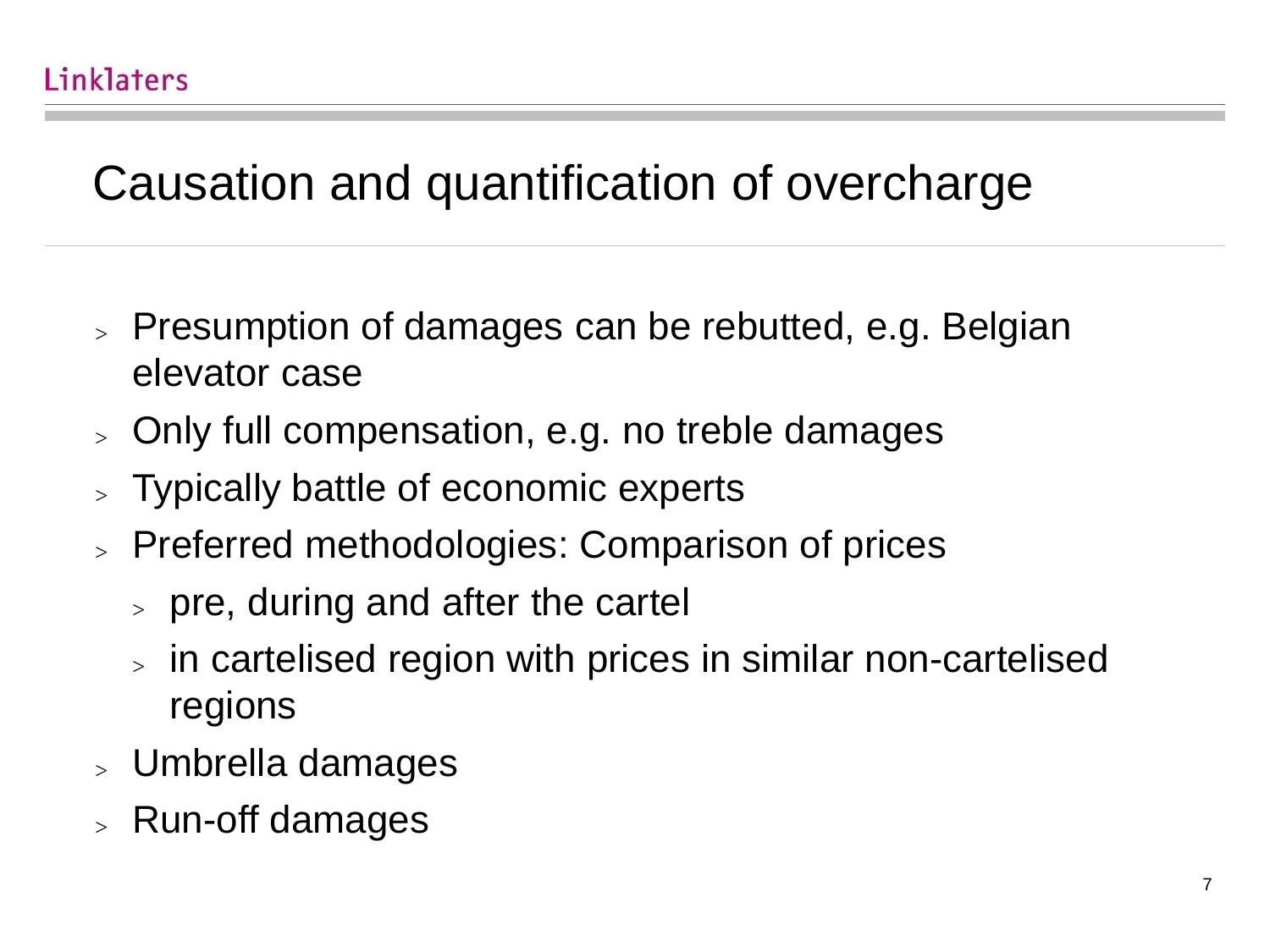# Causation and quantification of overcharge

- Presumption of damages can be rebutted, e.g. Belgian elevator case
- Only full compensation, e.g. no treble damages
- Typically battle of economic experts
- Preferred methodologies: Comparison of prices
  - pre, during and after the cartel
  - in cartelised region with prices in similar non-cartelised regions
- Umbrella damages
- Run-off damages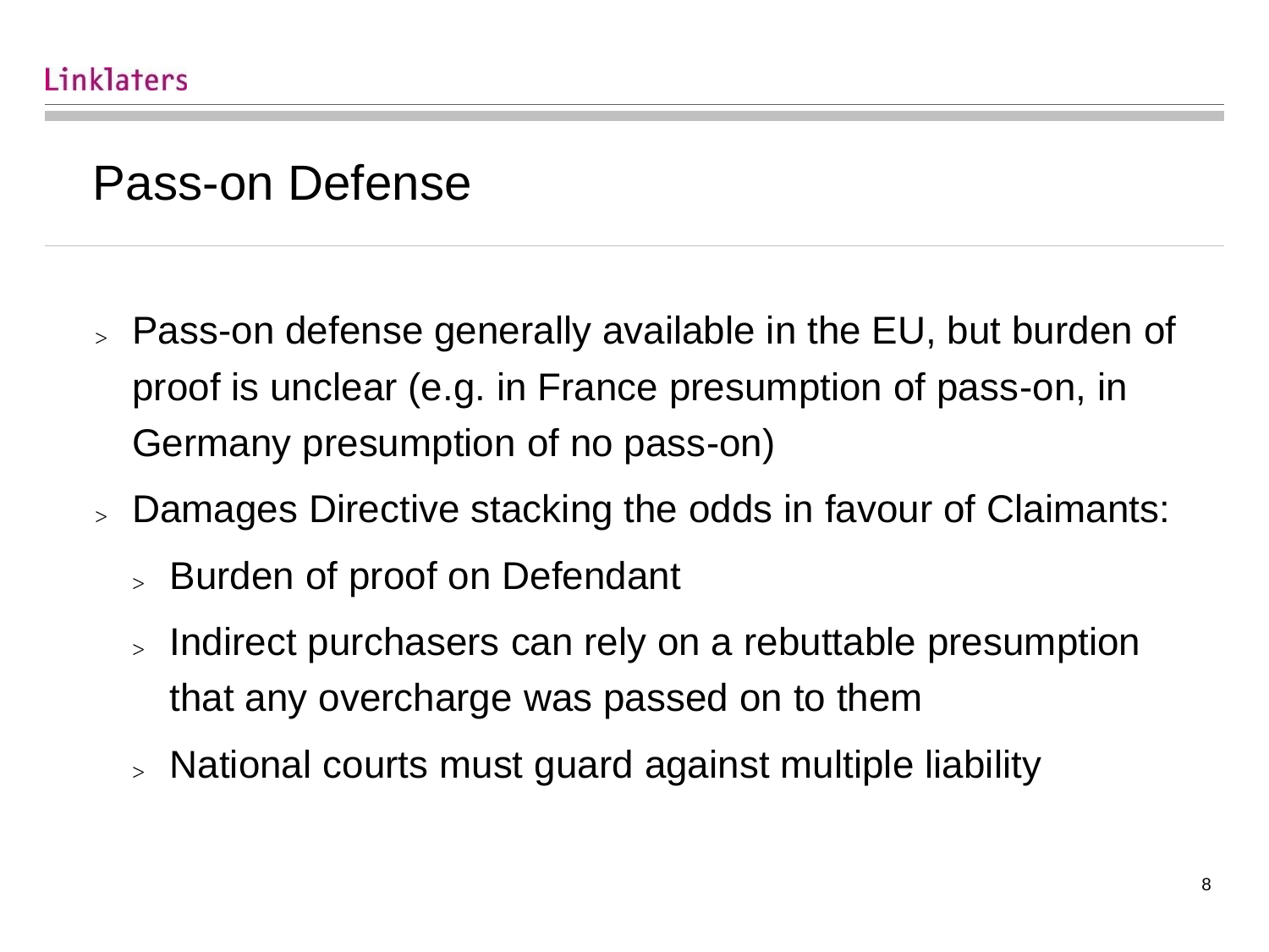# Pass-on Defense

- Pass-on defense generally available in the EU, but burden of proof is unclear (e.g. in France presumption of pass-on, in Germany presumption of no pass-on)
- Damages Directive stacking the odds in favour of Claimants:
  - Burden of proof on Defendant
  - Indirect purchasers can rely on a rebuttable presumption that any overcharge was passed on to them
  - National courts must guard against multiple liability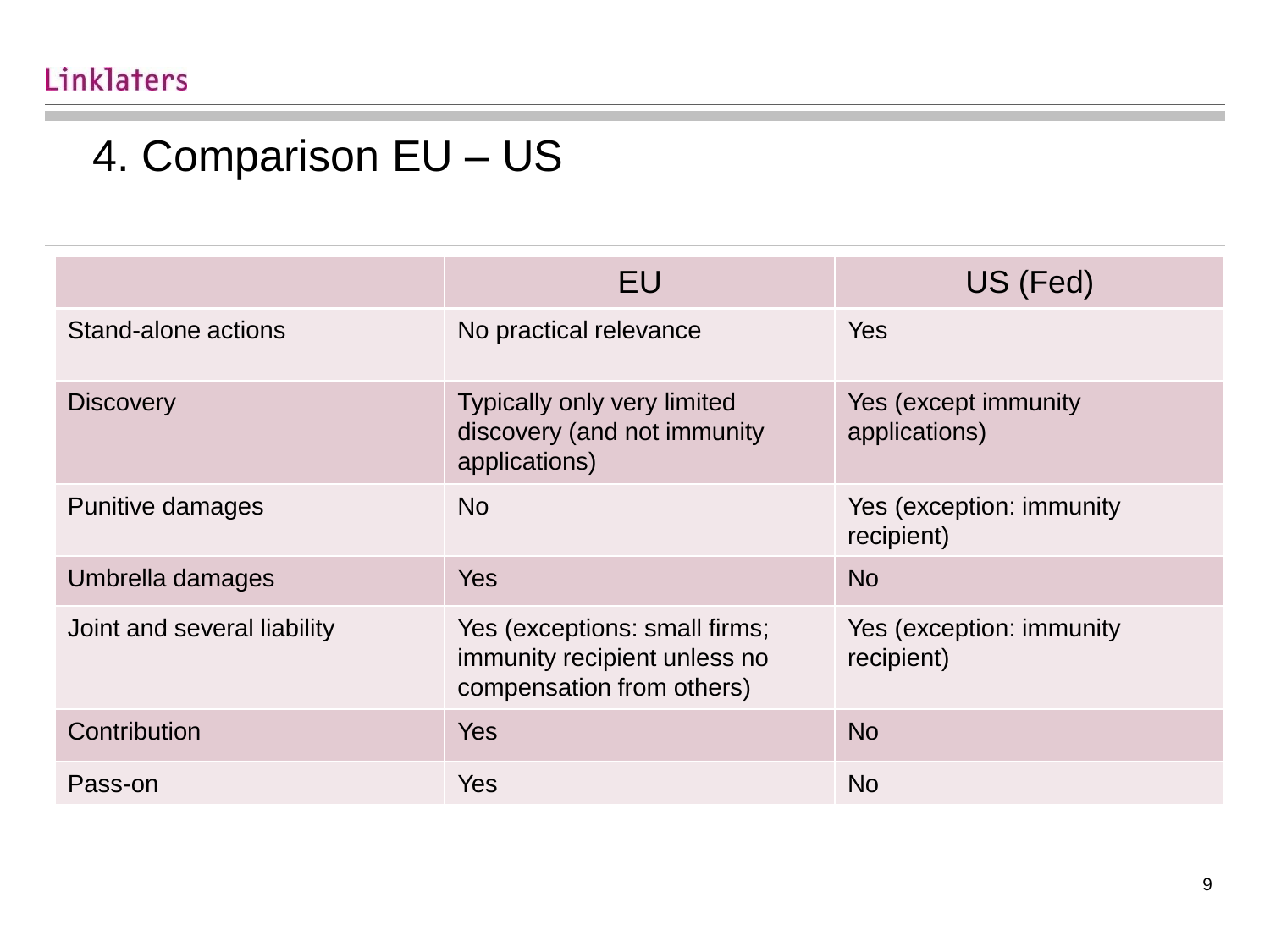# 4. Comparison EU – US

| | EU | US (Fed) |
|---|---|---|
| Stand-alone actions | No practical relevance | Yes |
| Discovery | Typically only very limited discovery (and not immunity applications) | Yes (except immunity applications) |
| Punitive damages | No | Yes (exception: immunity recipient) |
| Umbrella damages | Yes | No |
| Joint and several liability | Yes (exceptions: small firms; immunity recipient unless no compensation from others) | Yes (exception: immunity recipient) |
| Contribution | Yes | No |
| Pass-on | Yes | No |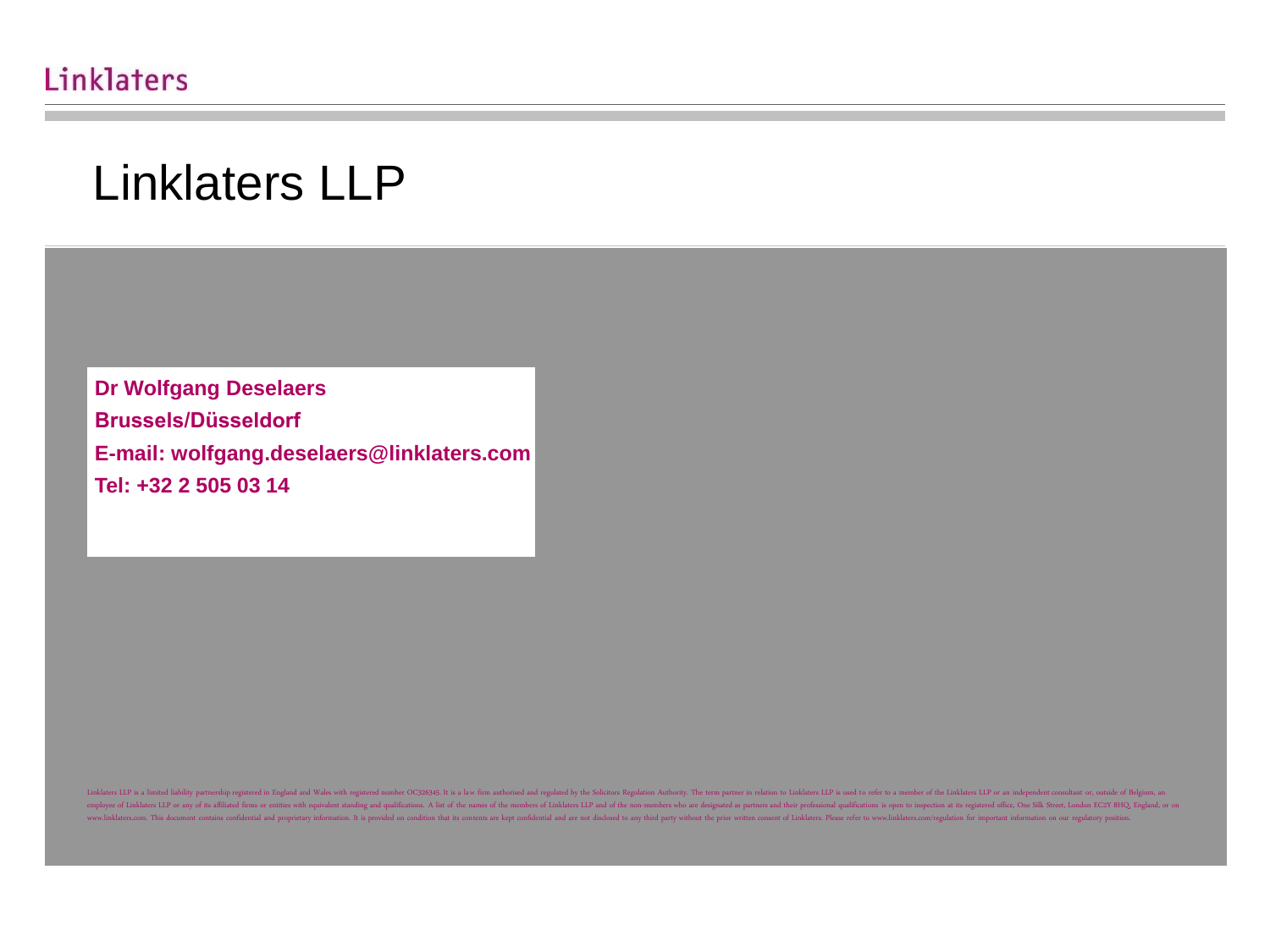Linklaters

# Linklaters LLP

**Dr Wolfgang Deselaers**

**Brussels/Düsseldorf**

**E-mail: wolfgang.deselaers@linklaters.com**

**Tel: +32 2 505 03 14**

Linklaters LLP is a limited liability partnership registered in England and Wales with registered number OC326345. It is a law firm authorised and regulated by the Solicitors Regulation Authority. The term partner in relation to Linklaters LLP is used to refer to a member of the Linklaters LLP or an independent consultant or, outside of Belgium, an employee of Linklaters LLP or any of its affiliated firms or entities with equivalent standing and qualifications. A list of the names of the members of Linklaters LLP and of the non-members who are designated as partners and their professional qualifications is open to inspection at its registered office, One Silk Street, London EC2Y 8HQ, England, or on www.linklaters.com. This document contains confidential and proprietary information. It is provided on condition that its contents are kept confidential and are not disclosed to any third party without the prior written consent of Linklaters. Please refer to www.linklaters.com/regulation for important information on our regulatory position.